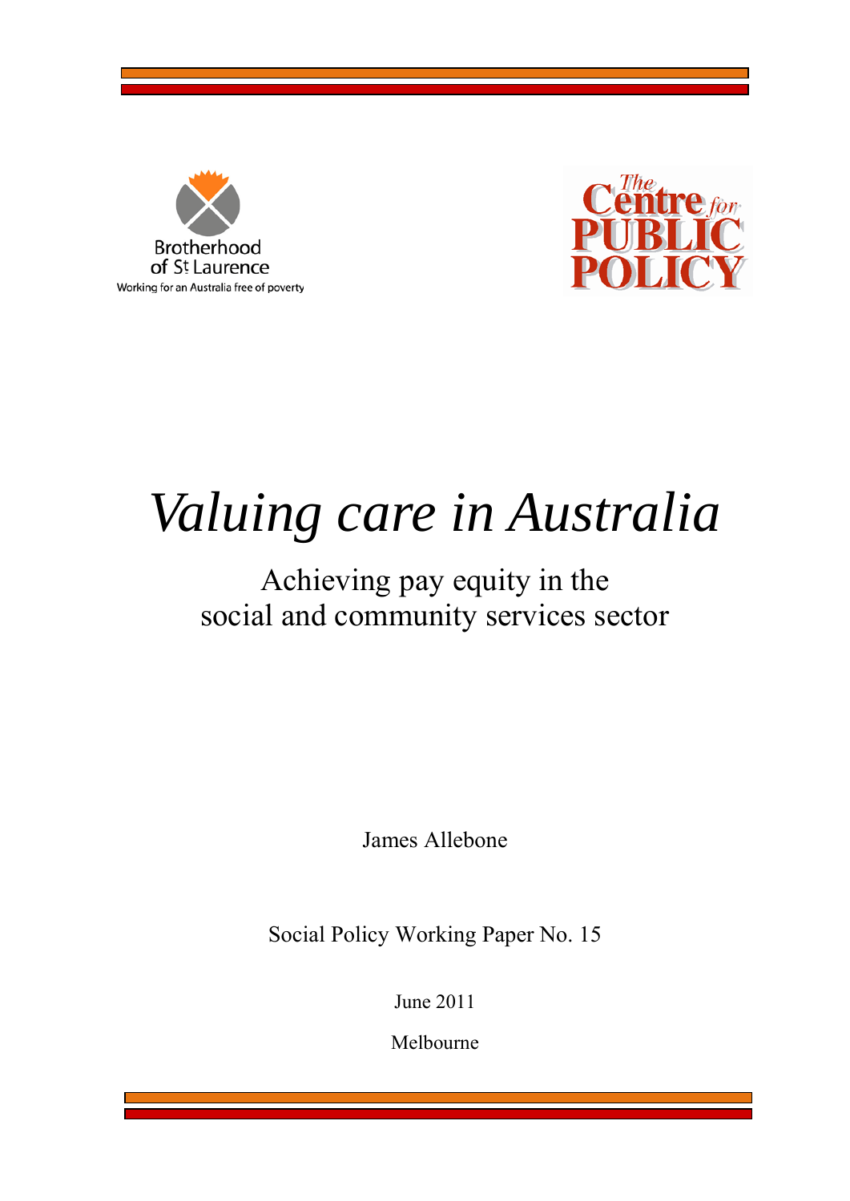Brotherhood of St Laurence

Working for an Australia free of poverty

The Centre for PUBLIC POLICY

# *Valuing care in Australia*

## Achieving pay equity in the social and community services sector

James Allebone

Social Policy Working Paper No. 15

June 2011

Melbourne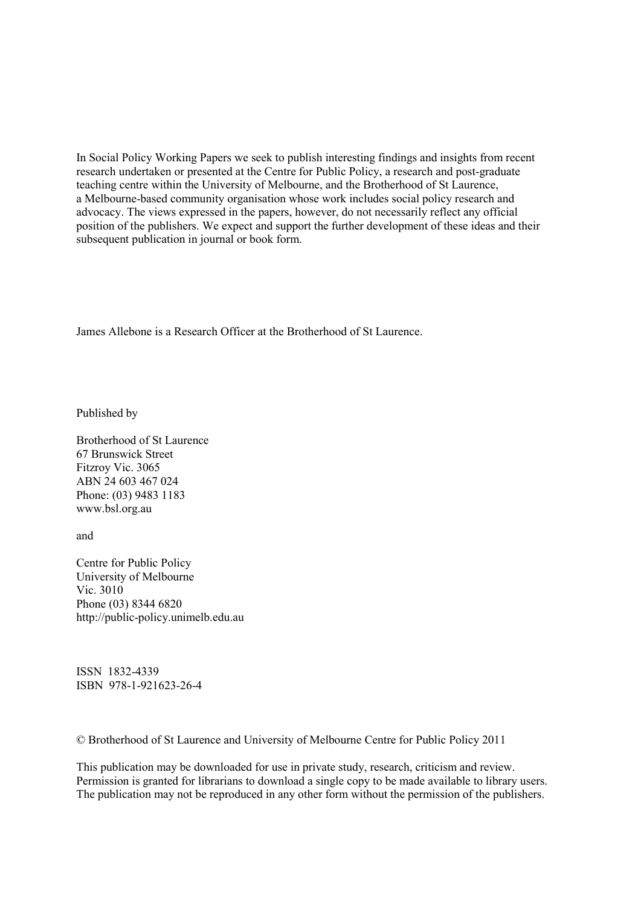In Social Policy Working Papers we seek to publish interesting findings and insights from recent research undertaken or presented at the Centre for Public Policy, a research and post-graduate teaching centre within the University of Melbourne, and the Brotherhood of St Laurence, a Melbourne-based community organisation whose work includes social policy research and advocacy. The views expressed in the papers, however, do not necessarily reflect any official position of the publishers. We expect and support the further development of these ideas and their subsequent publication in journal or book form.

James Allebone is a Research Officer at the Brotherhood of St Laurence.

Published by

Brotherhood of St Laurence
67 Brunswick Street
Fitzroy Vic. 3065
ABN 24 603 467 024
Phone: (03) 9483 1183
www.bsl.org.au

and

Centre for Public Policy
University of Melbourne
Vic. 3010
Phone (03) 8344 6820
http://public-policy.unimelb.edu.au

ISSN 1832-4339
ISBN 978-1-921623-26-4

© Brotherhood of St Laurence and University of Melbourne Centre for Public Policy 2011

This publication may be downloaded for use in private study, research, criticism and review. Permission is granted for librarians to download a single copy to be made available to library users. The publication may not be reproduced in any other form without the permission of the publishers.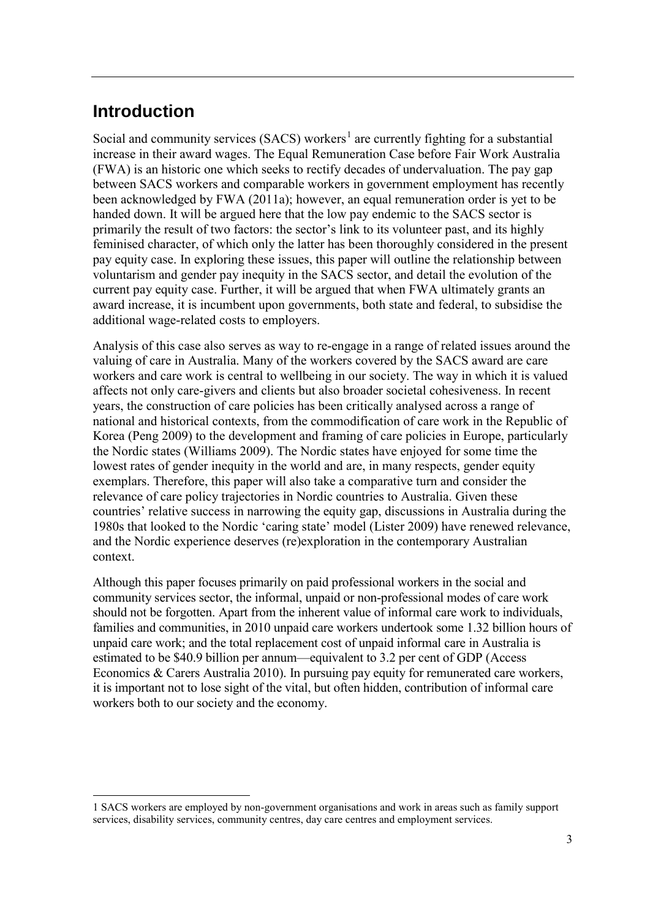## Introduction

Social and community services (SACS) workers[1] are currently fighting for a substantial increase in their award wages. The Equal Remuneration Case before Fair Work Australia (FWA) is an historic one which seeks to rectify decades of undervaluation. The pay gap between SACS workers and comparable workers in government employment has recently been acknowledged by FWA (2011a); however, an equal remuneration order is yet to be handed down. It will be argued here that the low pay endemic to the SACS sector is primarily the result of two factors: the sector's link to its volunteer past, and its highly feminised character, of which only the latter has been thoroughly considered in the present pay equity case. In exploring these issues, this paper will outline the relationship between voluntarism and gender pay inequity in the SACS sector, and detail the evolution of the current pay equity case. Further, it will be argued that when FWA ultimately grants an award increase, it is incumbent upon governments, both state and federal, to subsidise the additional wage-related costs to employers.

Analysis of this case also serves as way to re-engage in a range of related issues around the valuing of care in Australia. Many of the workers covered by the SACS award are care workers and care work is central to wellbeing in our society. The way in which it is valued affects not only care-givers and clients but also broader societal cohesiveness. In recent years, the construction of care policies has been critically analysed across a range of national and historical contexts, from the commodification of care work in the Republic of Korea (Peng 2009) to the development and framing of care policies in Europe, particularly the Nordic states (Williams 2009). The Nordic states have enjoyed for some time the lowest rates of gender inequity in the world and are, in many respects, gender equity exemplars. Therefore, this paper will also take a comparative turn and consider the relevance of care policy trajectories in Nordic countries to Australia. Given these countries' relative success in narrowing the equity gap, discussions in Australia during the 1980s that looked to the Nordic 'caring state' model (Lister 2009) have renewed relevance, and the Nordic experience deserves (re)exploration in the contemporary Australian context.

Although this paper focuses primarily on paid professional workers in the social and community services sector, the informal, unpaid or non-professional modes of care work should not be forgotten. Apart from the inherent value of informal care work to individuals, families and communities, in 2010 unpaid care workers undertook some 1.32 billion hours of unpaid care work; and the total replacement cost of unpaid informal care in Australia is estimated to be $40.9 billion per annum—equivalent to 3.2 per cent of GDP (Access Economics & Carers Australia 2010). In pursuing pay equity for remunerated care workers, it is important not to lose sight of the vital, but often hidden, contribution of informal care workers both to our society and the economy.

---

[1] SACS workers are employed by non-government organisations and work in areas such as family support services, disability services, community centres, day care centres and employment services.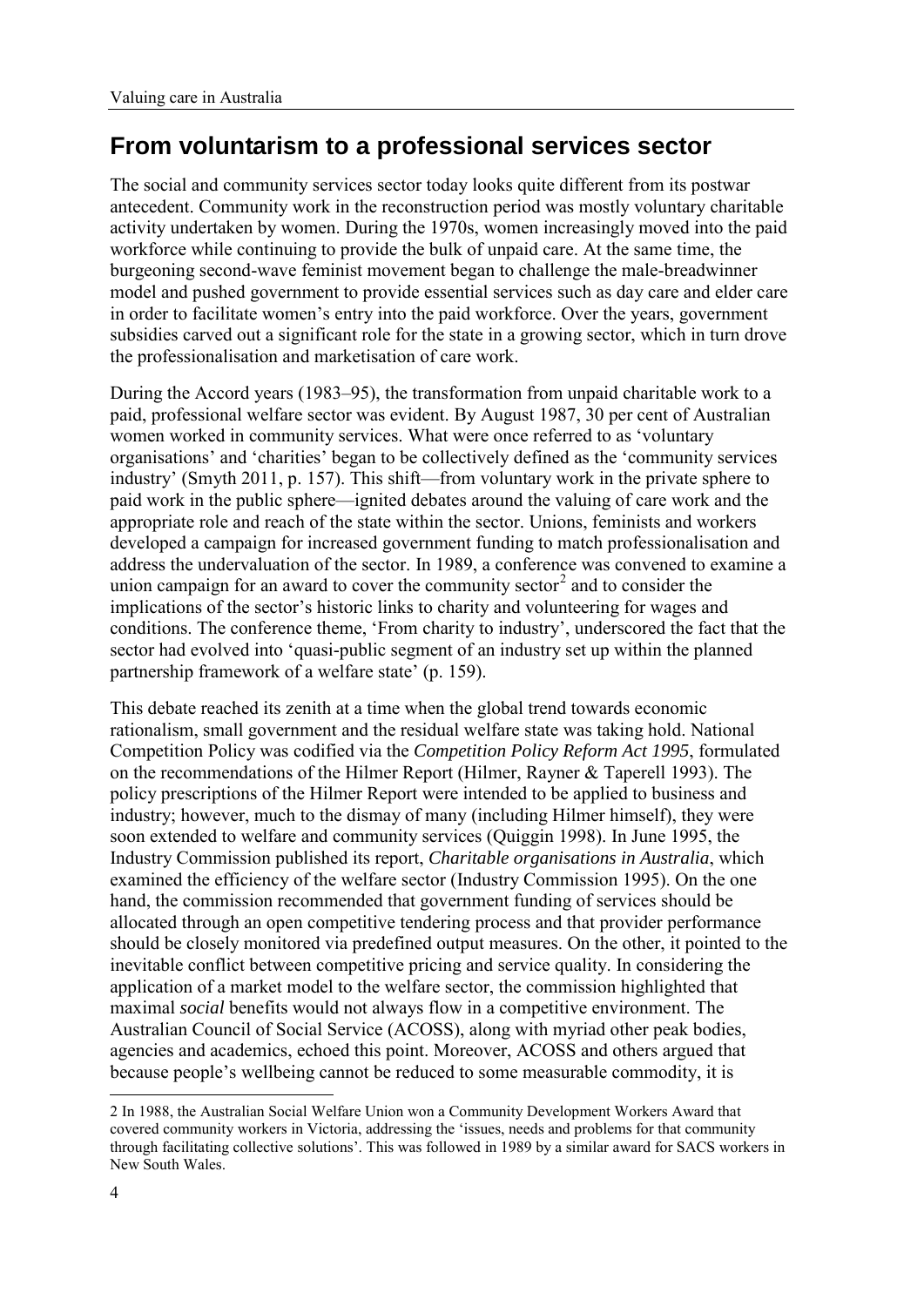## From voluntarism to a professional services sector

The social and community services sector today looks quite different from its postwar antecedent. Community work in the reconstruction period was mostly voluntary charitable activity undertaken by women. During the 1970s, women increasingly moved into the paid workforce while continuing to provide the bulk of unpaid care. At the same time, the burgeoning second-wave feminist movement began to challenge the male-breadwinner model and pushed government to provide essential services such as day care and elder care in order to facilitate women's entry into the paid workforce. Over the years, government subsidies carved out a significant role for the state in a growing sector, which in turn drove the professionalisation and marketisation of care work.

During the Accord years (1983–95), the transformation from unpaid charitable work to a paid, professional welfare sector was evident. By August 1987, 30 per cent of Australian women worked in community services. What were once referred to as 'voluntary organisations' and 'charities' began to be collectively defined as the 'community services industry' (Smyth 2011, p. 157). This shift—from voluntary work in the private sphere to paid work in the public sphere—ignited debates around the valuing of care work and the appropriate role and reach of the state within the sector. Unions, feminists and workers developed a campaign for increased government funding to match professionalisation and address the undervaluation of the sector. In 1989, a conference was convened to examine a union campaign for an award to cover the community sector[2] and to consider the implications of the sector's historic links to charity and volunteering for wages and conditions. The conference theme, 'From charity to industry', underscored the fact that the sector had evolved into 'quasi-public segment of an industry set up within the planned partnership framework of a welfare state' (p. 159).

This debate reached its zenith at a time when the global trend towards economic rationalism, small government and the residual welfare state was taking hold. National Competition Policy was codified via the *Competition Policy Reform Act 1995*, formulated on the recommendations of the Hilmer Report (Hilmer, Rayner & Taperell 1993). The policy prescriptions of the Hilmer Report were intended to be applied to business and industry; however, much to the dismay of many (including Hilmer himself), they were soon extended to welfare and community services (Quiggin 1998). In June 1995, the Industry Commission published its report, *Charitable organisations in Australia*, which examined the efficiency of the welfare sector (Industry Commission 1995). On the one hand, the commission recommended that government funding of services should be allocated through an open competitive tendering process and that provider performance should be closely monitored via predefined output measures. On the other, it pointed to the inevitable conflict between competitive pricing and service quality. In considering the application of a market model to the welfare sector, the commission highlighted that maximal *social* benefits would not always flow in a competitive environment. The Australian Council of Social Service (ACOSS), along with myriad other peak bodies, agencies and academics, echoed this point. Moreover, ACOSS and others argued that because people's wellbeing cannot be reduced to some measurable commodity, it is

---

2 In 1988, the Australian Social Welfare Union won a Community Development Workers Award that covered community workers in Victoria, addressing the 'issues, needs and problems for that community through facilitating collective solutions'. This was followed in 1989 by a similar award for SACS workers in New South Wales.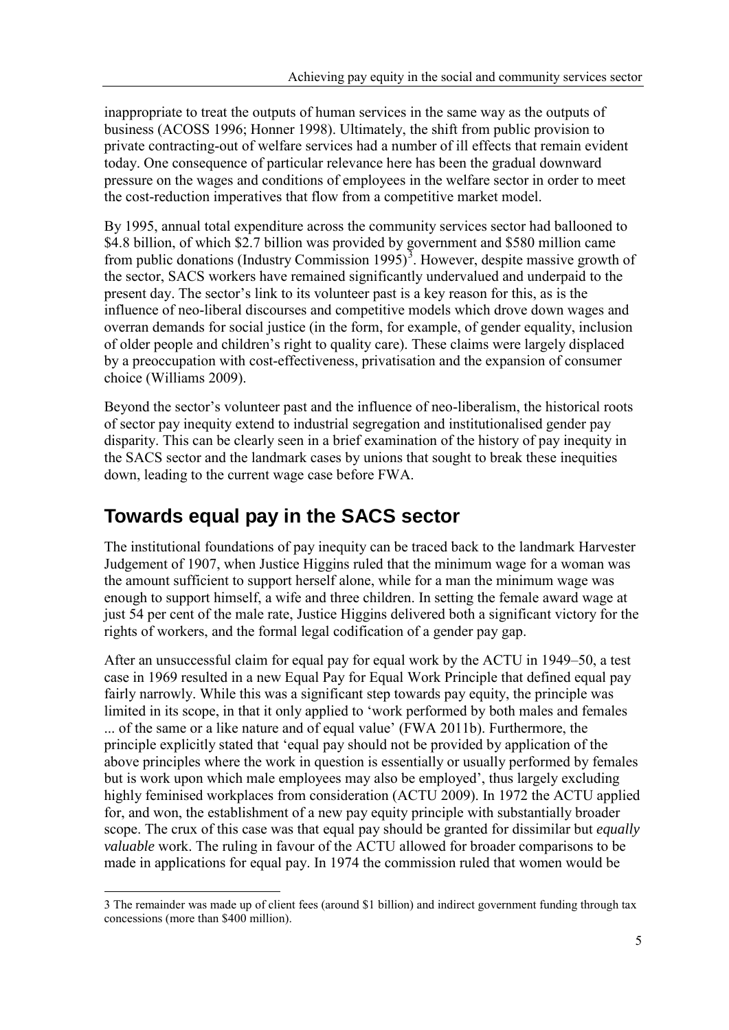inappropriate to treat the outputs of human services in the same way as the outputs of business (ACOSS 1996; Honner 1998). Ultimately, the shift from public provision to private contracting-out of welfare services had a number of ill effects that remain evident today. One consequence of particular relevance here has been the gradual downward pressure on the wages and conditions of employees in the welfare sector in order to meet the cost-reduction imperatives that flow from a competitive market model.

By 1995, annual total expenditure across the community services sector had ballooned to \$4.8 billion, of which \$2.7 billion was provided by government and \$580 million came from public donations (Industry Commission 1995)[3]. However, despite massive growth of the sector, SACS workers have remained significantly undervalued and underpaid to the present day. The sector's link to its volunteer past is a key reason for this, as is the influence of neo-liberal discourses and competitive models which drove down wages and overran demands for social justice (in the form, for example, of gender equality, inclusion of older people and children's right to quality care). These claims were largely displaced by a preoccupation with cost-effectiveness, privatisation and the expansion of consumer choice (Williams 2009).

Beyond the sector's volunteer past and the influence of neo-liberalism, the historical roots of sector pay inequity extend to industrial segregation and institutionalised gender pay disparity. This can be clearly seen in a brief examination of the history of pay inequity in the SACS sector and the landmark cases by unions that sought to break these inequities down, leading to the current wage case before FWA.

## Towards equal pay in the SACS sector

The institutional foundations of pay inequity can be traced back to the landmark Harvester Judgement of 1907, when Justice Higgins ruled that the minimum wage for a woman was the amount sufficient to support herself alone, while for a man the minimum wage was enough to support himself, a wife and three children. In setting the female award wage at just 54 per cent of the male rate, Justice Higgins delivered both a significant victory for the rights of workers, and the formal legal codification of a gender pay gap.

After an unsuccessful claim for equal pay for equal work by the ACTU in 1949–50, a test case in 1969 resulted in a new Equal Pay for Equal Work Principle that defined equal pay fairly narrowly. While this was a significant step towards pay equity, the principle was limited in its scope, in that it only applied to 'work performed by both males and females ... of the same or a like nature and of equal value' (FWA 2011b). Furthermore, the principle explicitly stated that 'equal pay should not be provided by application of the above principles where the work in question is essentially or usually performed by females but is work upon which male employees may also be employed', thus largely excluding highly feminised workplaces from consideration (ACTU 2009). In 1972 the ACTU applied for, and won, the establishment of a new pay equity principle with substantially broader scope. The crux of this case was that equal pay should be granted for dissimilar but *equally valuable* work. The ruling in favour of the ACTU allowed for broader comparisons to be made in applications for equal pay. In 1974 the commission ruled that women would be

---

3 The remainder was made up of client fees (around \$1 billion) and indirect government funding through tax concessions (more than \$400 million).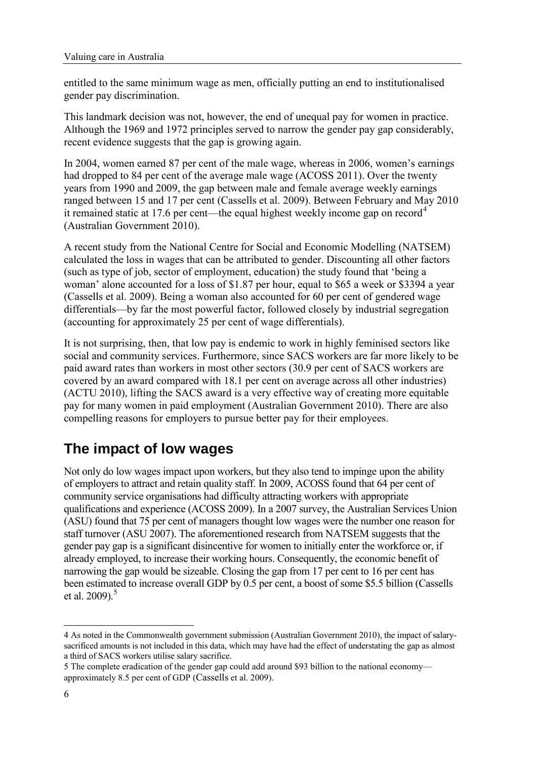entitled to the same minimum wage as men, officially putting an end to institutionalised gender pay discrimination.

This landmark decision was not, however, the end of unequal pay for women in practice. Although the 1969 and 1972 principles served to narrow the gender pay gap considerably, recent evidence suggests that the gap is growing again.

In 2004, women earned 87 per cent of the male wage, whereas in 2006, women's earnings had dropped to 84 per cent of the average male wage (ACOSS 2011). Over the twenty years from 1990 and 2009, the gap between male and female average weekly earnings ranged between 15 and 17 per cent (Cassells et al. 2009). Between February and May 2010 it remained static at 17.6 per cent—the equal highest weekly income gap on record[4] (Australian Government 2010).

A recent study from the National Centre for Social and Economic Modelling (NATSEM) calculated the loss in wages that can be attributed to gender. Discounting all other factors (such as type of job, sector of employment, education) the study found that 'being a woman' alone accounted for a loss of $1.87 per hour, equal to $65 a week or $3394 a year (Cassells et al. 2009). Being a woman also accounted for 60 per cent of gendered wage differentials—by far the most powerful factor, followed closely by industrial segregation (accounting for approximately 25 per cent of wage differentials).

It is not surprising, then, that low pay is endemic to work in highly feminised sectors like social and community services. Furthermore, since SACS workers are far more likely to be paid award rates than workers in most other sectors (30.9 per cent of SACS workers are covered by an award compared with 18.1 per cent on average across all other industries) (ACTU 2010), lifting the SACS award is a very effective way of creating more equitable pay for many women in paid employment (Australian Government 2010). There are also compelling reasons for employers to pursue better pay for their employees.

## The impact of low wages

Not only do low wages impact upon workers, but they also tend to impinge upon the ability of employers to attract and retain quality staff. In 2009, ACOSS found that 64 per cent of community service organisations had difficulty attracting workers with appropriate qualifications and experience (ACOSS 2009). In a 2007 survey, the Australian Services Union (ASU) found that 75 per cent of managers thought low wages were the number one reason for staff turnover (ASU 2007). The aforementioned research from NATSEM suggests that the gender pay gap is a significant disincentive for women to initially enter the workforce or, if already employed, to increase their working hours. Consequently, the economic benefit of narrowing the gap would be sizeable. Closing the gap from 17 per cent to 16 per cent has been estimated to increase overall GDP by 0.5 per cent, a boost of some $5.5 billion (Cassells et al. 2009).[5]

---

4 As noted in the Commonwealth government submission (Australian Government 2010), the impact of salary-sacrificed amounts is not included in this data, which may have had the effect of understating the gap as almost a third of SACS workers utilise salary sacrifice.

5 The complete eradication of the gender gap could add around $93 billion to the national economy—approximately 8.5 per cent of GDP (Cassells et al. 2009).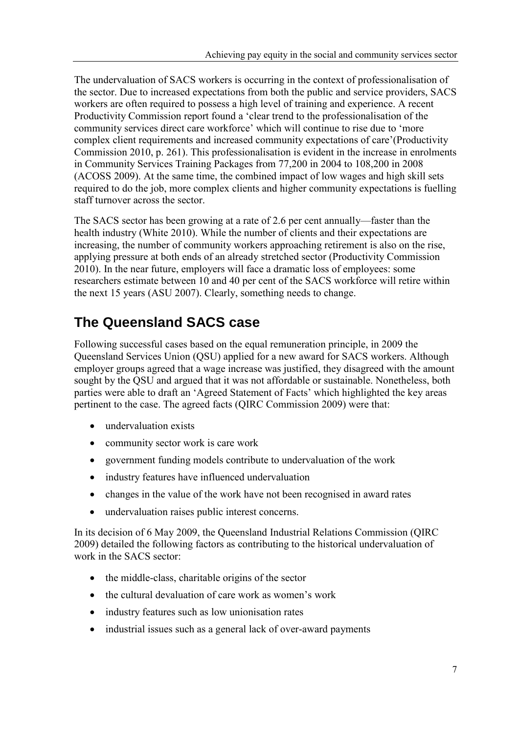The undervaluation of SACS workers is occurring in the context of professionalisation of the sector. Due to increased expectations from both the public and service providers, SACS workers are often required to possess a high level of training and experience. A recent Productivity Commission report found a 'clear trend to the professionalisation of the community services direct care workforce' which will continue to rise due to 'more complex client requirements and increased community expectations of care'(Productivity Commission 2010, p. 261). This professionalisation is evident in the increase in enrolments in Community Services Training Packages from 77,200 in 2004 to 108,200 in 2008 (ACOSS 2009). At the same time, the combined impact of low wages and high skill sets required to do the job, more complex clients and higher community expectations is fuelling staff turnover across the sector.

The SACS sector has been growing at a rate of 2.6 per cent annually—faster than the health industry (White 2010). While the number of clients and their expectations are increasing, the number of community workers approaching retirement is also on the rise, applying pressure at both ends of an already stretched sector (Productivity Commission 2010). In the near future, employers will face a dramatic loss of employees: some researchers estimate between 10 and 40 per cent of the SACS workforce will retire within the next 15 years (ASU 2007). Clearly, something needs to change.

## The Queensland SACS case

Following successful cases based on the equal remuneration principle, in 2009 the Queensland Services Union (QSU) applied for a new award for SACS workers. Although employer groups agreed that a wage increase was justified, they disagreed with the amount sought by the QSU and argued that it was not affordable or sustainable. Nonetheless, both parties were able to draft an 'Agreed Statement of Facts' which highlighted the key areas pertinent to the case. The agreed facts (QIRC Commission 2009) were that:

- undervaluation exists
- community sector work is care work
- government funding models contribute to undervaluation of the work
- industry features have influenced undervaluation
- changes in the value of the work have not been recognised in award rates
- undervaluation raises public interest concerns.

In its decision of 6 May 2009, the Queensland Industrial Relations Commission (QIRC 2009) detailed the following factors as contributing to the historical undervaluation of work in the SACS sector:

- the middle-class, charitable origins of the sector
- the cultural devaluation of care work as women's work
- industry features such as low unionisation rates
- industrial issues such as a general lack of over-award payments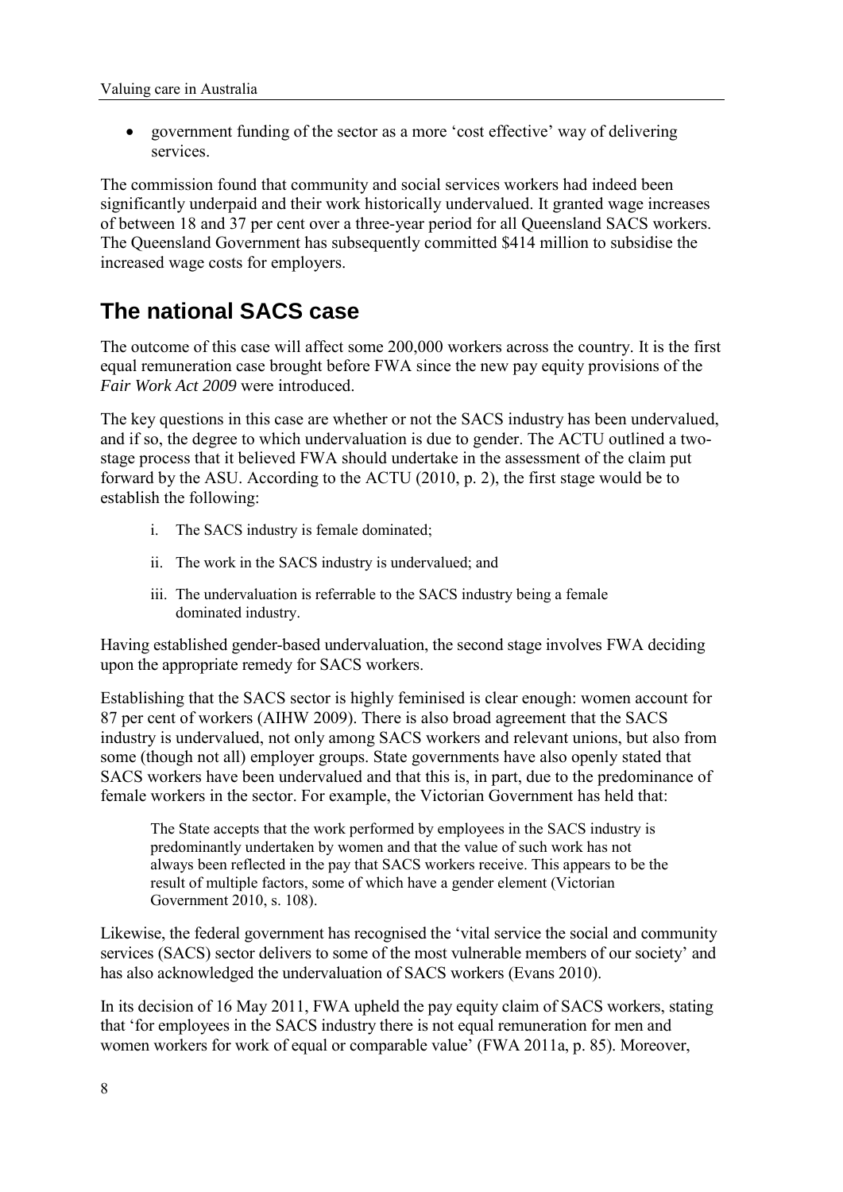- government funding of the sector as a more 'cost effective' way of delivering services.

The commission found that community and social services workers had indeed been significantly underpaid and their work historically undervalued. It granted wage increases of between 18 and 37 per cent over a three-year period for all Queensland SACS workers. The Queensland Government has subsequently committed $414 million to subsidise the increased wage costs for employers.

## The national SACS case

The outcome of this case will affect some 200,000 workers across the country. It is the first equal remuneration case brought before FWA since the new pay equity provisions of the *Fair Work Act 2009* were introduced.

The key questions in this case are whether or not the SACS industry has been undervalued, and if so, the degree to which undervaluation is due to gender. The ACTU outlined a two-stage process that it believed FWA should undertake in the assessment of the claim put forward by the ASU. According to the ACTU (2010, p. 2), the first stage would be to establish the following:

> i. The SACS industry is female dominated;
>
> ii. The work in the SACS industry is undervalued; and
>
> iii. The undervaluation is referrable to the SACS industry being a female dominated industry.

Having established gender-based undervaluation, the second stage involves FWA deciding upon the appropriate remedy for SACS workers.

Establishing that the SACS sector is highly feminised is clear enough: women account for 87 per cent of workers (AIHW 2009). There is also broad agreement that the SACS industry is undervalued, not only among SACS workers and relevant unions, but also from some (though not all) employer groups. State governments have also openly stated that SACS workers have been undervalued and that this is, in part, due to the predominance of female workers in the sector. For example, the Victorian Government has held that:

> The State accepts that the work performed by employees in the SACS industry is predominantly undertaken by women and that the value of such work has not always been reflected in the pay that SACS workers receive. This appears to be the result of multiple factors, some of which have a gender element (Victorian Government 2010, s. 108).

Likewise, the federal government has recognised the 'vital service the social and community services (SACS) sector delivers to some of the most vulnerable members of our society' and has also acknowledged the undervaluation of SACS workers (Evans 2010).

In its decision of 16 May 2011, FWA upheld the pay equity claim of SACS workers, stating that 'for employees in the SACS industry there is not equal remuneration for men and women workers for work of equal or comparable value' (FWA 2011a, p. 85). Moreover,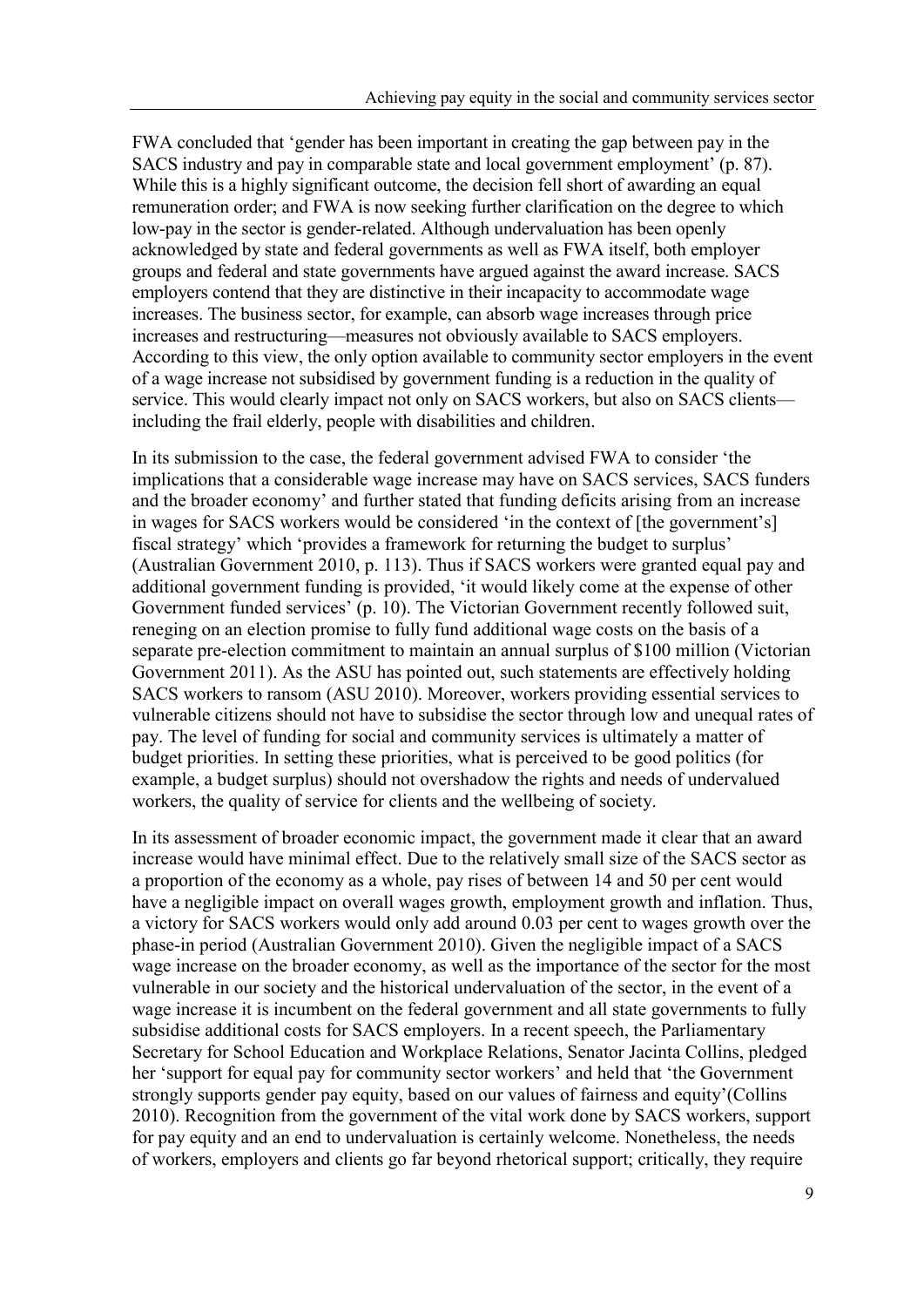FWA concluded that 'gender has been important in creating the gap between pay in the SACS industry and pay in comparable state and local government employment' (p. 87). While this is a highly significant outcome, the decision fell short of awarding an equal remuneration order; and FWA is now seeking further clarification on the degree to which low-pay in the sector is gender-related. Although undervaluation has been openly acknowledged by state and federal governments as well as FWA itself, both employer groups and federal and state governments have argued against the award increase. SACS employers contend that they are distinctive in their incapacity to accommodate wage increases. The business sector, for example, can absorb wage increases through price increases and restructuring—measures not obviously available to SACS employers. According to this view, the only option available to community sector employers in the event of a wage increase not subsidised by government funding is a reduction in the quality of service. This would clearly impact not only on SACS workers, but also on SACS clients—including the frail elderly, people with disabilities and children.

In its submission to the case, the federal government advised FWA to consider 'the implications that a considerable wage increase may have on SACS services, SACS funders and the broader economy' and further stated that funding deficits arising from an increase in wages for SACS workers would be considered 'in the context of [the government's] fiscal strategy' which 'provides a framework for returning the budget to surplus' (Australian Government 2010, p. 113). Thus if SACS workers were granted equal pay and additional government funding is provided, 'it would likely come at the expense of other Government funded services' (p. 10). The Victorian Government recently followed suit, reneging on an election promise to fully fund additional wage costs on the basis of a separate pre-election commitment to maintain an annual surplus of $100 million (Victorian Government 2011). As the ASU has pointed out, such statements are effectively holding SACS workers to ransom (ASU 2010). Moreover, workers providing essential services to vulnerable citizens should not have to subsidise the sector through low and unequal rates of pay. The level of funding for social and community services is ultimately a matter of budget priorities. In setting these priorities, what is perceived to be good politics (for example, a budget surplus) should not overshadow the rights and needs of undervalued workers, the quality of service for clients and the wellbeing of society.

In its assessment of broader economic impact, the government made it clear that an award increase would have minimal effect. Due to the relatively small size of the SACS sector as a proportion of the economy as a whole, pay rises of between 14 and 50 per cent would have a negligible impact on overall wages growth, employment growth and inflation. Thus, a victory for SACS workers would only add around 0.03 per cent to wages growth over the phase-in period (Australian Government 2010). Given the negligible impact of a SACS wage increase on the broader economy, as well as the importance of the sector for the most vulnerable in our society and the historical undervaluation of the sector, in the event of a wage increase it is incumbent on the federal government and all state governments to fully subsidise additional costs for SACS employers. In a recent speech, the Parliamentary Secretary for School Education and Workplace Relations, Senator Jacinta Collins, pledged her 'support for equal pay for community sector workers' and held that 'the Government strongly supports gender pay equity, based on our values of fairness and equity'(Collins 2010). Recognition from the government of the vital work done by SACS workers, support for pay equity and an end to undervaluation is certainly welcome. Nonetheless, the needs of workers, employers and clients go far beyond rhetorical support; critically, they require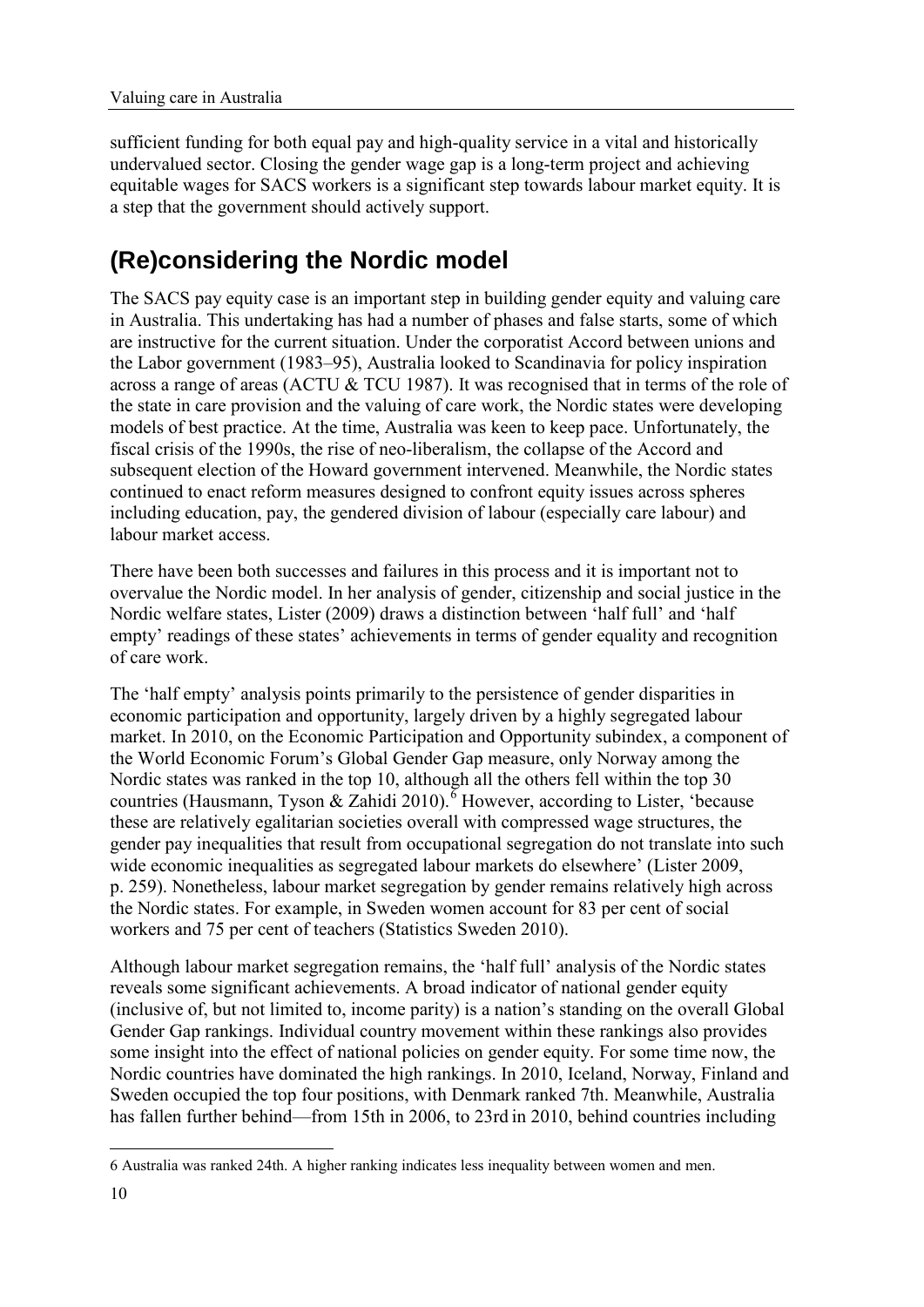sufficient funding for both equal pay and high-quality service in a vital and historically undervalued sector. Closing the gender wage gap is a long-term project and achieving equitable wages for SACS workers is a significant step towards labour market equity. It is a step that the government should actively support.

## (Re)considering the Nordic model

The SACS pay equity case is an important step in building gender equity and valuing care in Australia. This undertaking has had a number of phases and false starts, some of which are instructive for the current situation. Under the corporatist Accord between unions and the Labor government (1983–95), Australia looked to Scandinavia for policy inspiration across a range of areas (ACTU & TCU 1987). It was recognised that in terms of the role of the state in care provision and the valuing of care work, the Nordic states were developing models of best practice. At the time, Australia was keen to keep pace. Unfortunately, the fiscal crisis of the 1990s, the rise of neo-liberalism, the collapse of the Accord and subsequent election of the Howard government intervened. Meanwhile, the Nordic states continued to enact reform measures designed to confront equity issues across spheres including education, pay, the gendered division of labour (especially care labour) and labour market access.

There have been both successes and failures in this process and it is important not to overvalue the Nordic model. In her analysis of gender, citizenship and social justice in the Nordic welfare states, Lister (2009) draws a distinction between 'half full' and 'half empty' readings of these states' achievements in terms of gender equality and recognition of care work.

The 'half empty' analysis points primarily to the persistence of gender disparities in economic participation and opportunity, largely driven by a highly segregated labour market. In 2010, on the Economic Participation and Opportunity subindex, a component of the World Economic Forum's Global Gender Gap measure, only Norway among the Nordic states was ranked in the top 10, although all the others fell within the top 30 countries (Hausmann, Tyson & Zahidi 2010).[6] However, according to Lister, 'because these are relatively egalitarian societies overall with compressed wage structures, the gender pay inequalities that result from occupational segregation do not translate into such wide economic inequalities as segregated labour markets do elsewhere' (Lister 2009, p. 259). Nonetheless, labour market segregation by gender remains relatively high across the Nordic states. For example, in Sweden women account for 83 per cent of social workers and 75 per cent of teachers (Statistics Sweden 2010).

Although labour market segregation remains, the 'half full' analysis of the Nordic states reveals some significant achievements. A broad indicator of national gender equity (inclusive of, but not limited to, income parity) is a nation's standing on the overall Global Gender Gap rankings. Individual country movement within these rankings also provides some insight into the effect of national policies on gender equity. For some time now, the Nordic countries have dominated the high rankings. In 2010, Iceland, Norway, Finland and Sweden occupied the top four positions, with Denmark ranked 7th. Meanwhile, Australia has fallen further behind—from 15th in 2006, to 23rd in 2010, behind countries including

---

6 Australia was ranked 24th. A higher ranking indicates less inequality between women and men.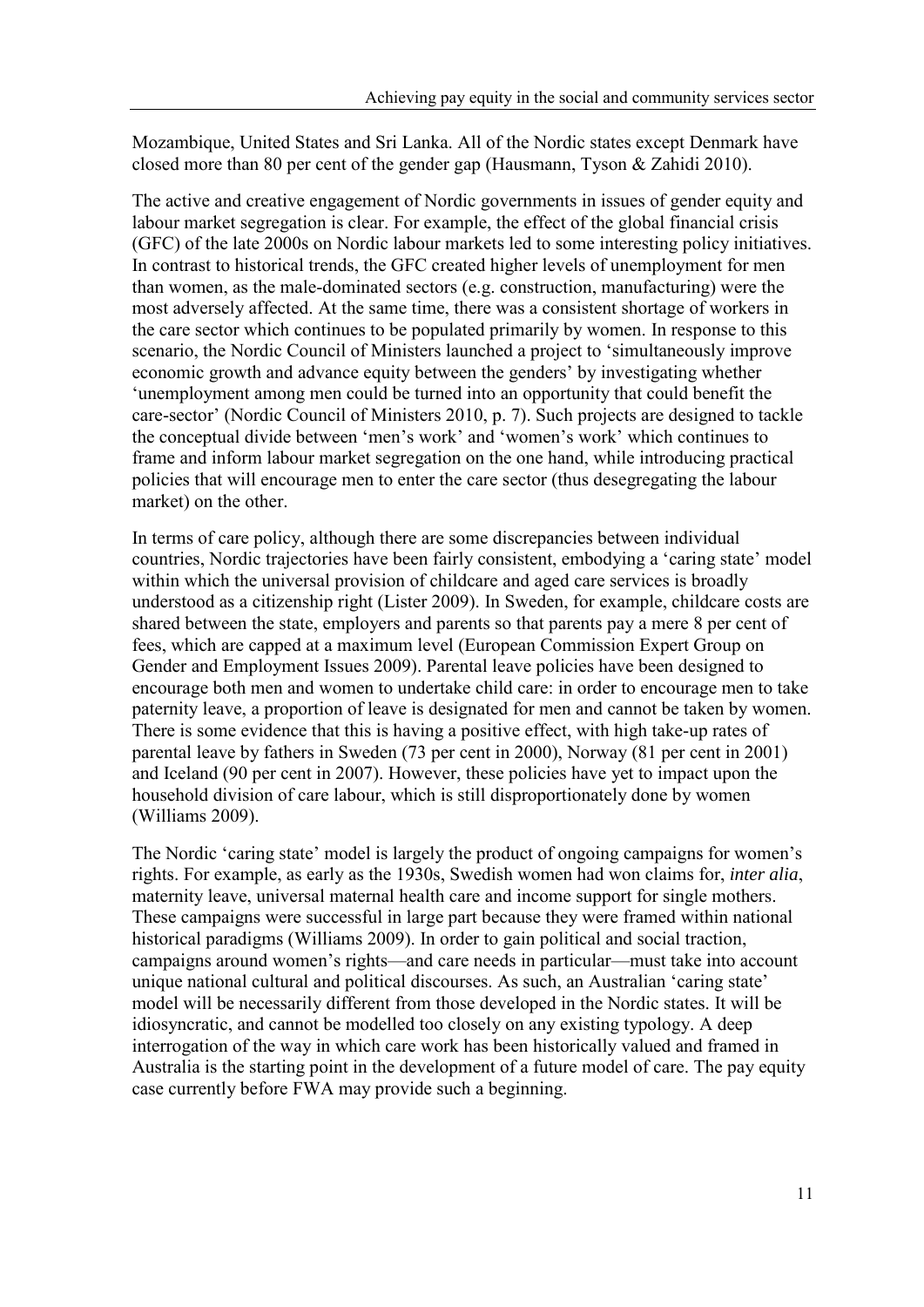Mozambique, United States and Sri Lanka. All of the Nordic states except Denmark have closed more than 80 per cent of the gender gap (Hausmann, Tyson & Zahidi 2010).

The active and creative engagement of Nordic governments in issues of gender equity and labour market segregation is clear. For example, the effect of the global financial crisis (GFC) of the late 2000s on Nordic labour markets led to some interesting policy initiatives. In contrast to historical trends, the GFC created higher levels of unemployment for men than women, as the male-dominated sectors (e.g. construction, manufacturing) were the most adversely affected. At the same time, there was a consistent shortage of workers in the care sector which continues to be populated primarily by women. In response to this scenario, the Nordic Council of Ministers launched a project to 'simultaneously improve economic growth and advance equity between the genders' by investigating whether 'unemployment among men could be turned into an opportunity that could benefit the care-sector' (Nordic Council of Ministers 2010, p. 7). Such projects are designed to tackle the conceptual divide between 'men's work' and 'women's work' which continues to frame and inform labour market segregation on the one hand, while introducing practical policies that will encourage men to enter the care sector (thus desegregating the labour market) on the other.

In terms of care policy, although there are some discrepancies between individual countries, Nordic trajectories have been fairly consistent, embodying a 'caring state' model within which the universal provision of childcare and aged care services is broadly understood as a citizenship right (Lister 2009). In Sweden, for example, childcare costs are shared between the state, employers and parents so that parents pay a mere 8 per cent of fees, which are capped at a maximum level (European Commission Expert Group on Gender and Employment Issues 2009). Parental leave policies have been designed to encourage both men and women to undertake child care: in order to encourage men to take paternity leave, a proportion of leave is designated for men and cannot be taken by women. There is some evidence that this is having a positive effect, with high take-up rates of parental leave by fathers in Sweden (73 per cent in 2000), Norway (81 per cent in 2001) and Iceland (90 per cent in 2007). However, these policies have yet to impact upon the household division of care labour, which is still disproportionately done by women (Williams 2009).

The Nordic 'caring state' model is largely the product of ongoing campaigns for women's rights. For example, as early as the 1930s, Swedish women had won claims for, *inter alia*, maternity leave, universal maternal health care and income support for single mothers. These campaigns were successful in large part because they were framed within national historical paradigms (Williams 2009). In order to gain political and social traction, campaigns around women's rights—and care needs in particular—must take into account unique national cultural and political discourses. As such, an Australian 'caring state' model will be necessarily different from those developed in the Nordic states. It will be idiosyncratic, and cannot be modelled too closely on any existing typology. A deep interrogation of the way in which care work has been historically valued and framed in Australia is the starting point in the development of a future model of care. The pay equity case currently before FWA may provide such a beginning.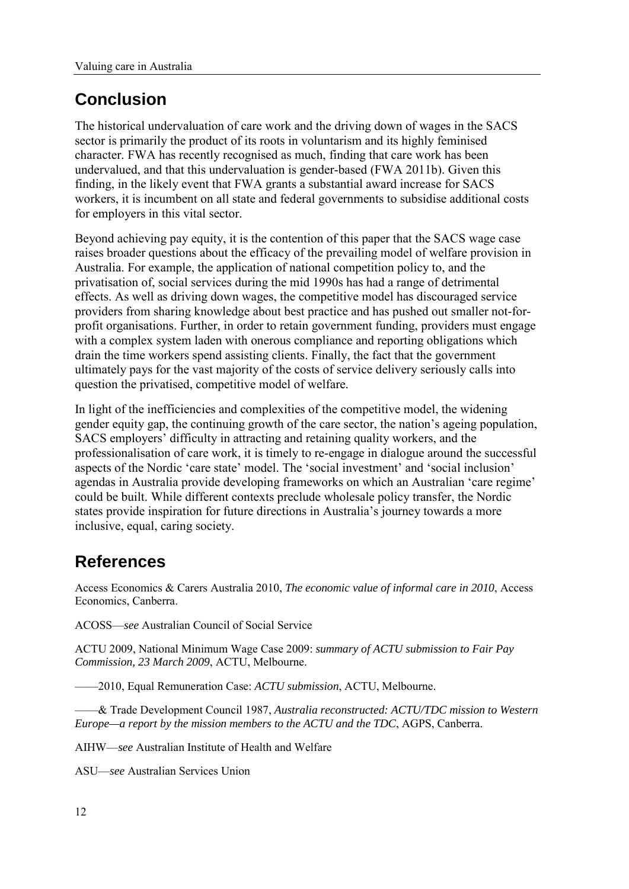## Conclusion

The historical undervaluation of care work and the driving down of wages in the SACS sector is primarily the product of its roots in voluntarism and its highly feminised character. FWA has recently recognised as much, finding that care work has been undervalued, and that this undervaluation is gender-based (FWA 2011b). Given this finding, in the likely event that FWA grants a substantial award increase for SACS workers, it is incumbent on all state and federal governments to subsidise additional costs for employers in this vital sector.

Beyond achieving pay equity, it is the contention of this paper that the SACS wage case raises broader questions about the efficacy of the prevailing model of welfare provision in Australia. For example, the application of national competition policy to, and the privatisation of, social services during the mid 1990s has had a range of detrimental effects. As well as driving down wages, the competitive model has discouraged service providers from sharing knowledge about best practice and has pushed out smaller not-for-profit organisations. Further, in order to retain government funding, providers must engage with a complex system laden with onerous compliance and reporting obligations which drain the time workers spend assisting clients. Finally, the fact that the government ultimately pays for the vast majority of the costs of service delivery seriously calls into question the privatised, competitive model of welfare.

In light of the inefficiencies and complexities of the competitive model, the widening gender equity gap, the continuing growth of the care sector, the nation's ageing population, SACS employers' difficulty in attracting and retaining quality workers, and the professionalisation of care work, it is timely to re-engage in dialogue around the successful aspects of the Nordic 'care state' model. The 'social investment' and 'social inclusion' agendas in Australia provide developing frameworks on which an Australian 'care regime' could be built. While different contexts preclude wholesale policy transfer, the Nordic states provide inspiration for future directions in Australia's journey towards a more inclusive, equal, caring society.

## References

Access Economics & Carers Australia 2010, *The economic value of informal care in 2010*, Access Economics, Canberra.

ACOSS—*see* Australian Council of Social Service

ACTU 2009, National Minimum Wage Case 2009: *summary of ACTU submission to Fair Pay Commission, 23 March 2009*, ACTU, Melbourne.

——2010, Equal Remuneration Case: *ACTU submission*, ACTU, Melbourne.

——& Trade Development Council 1987, *Australia reconstructed: ACTU/TDC mission to Western Europe—a report by the mission members to the ACTU and the TDC*, AGPS, Canberra.

AIHW—*see* Australian Institute of Health and Welfare

ASU—*see* Australian Services Union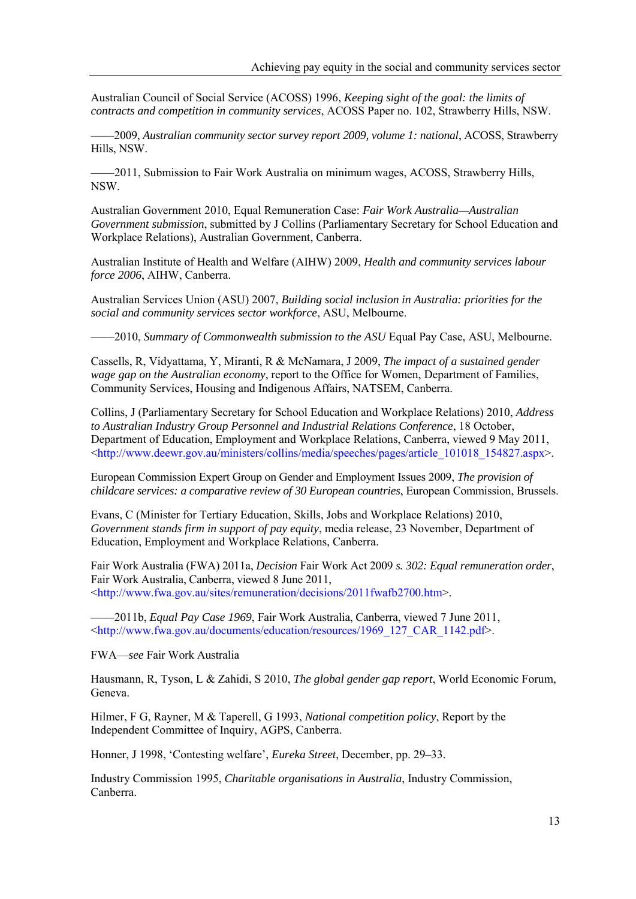Australian Council of Social Service (ACOSS) 1996, *Keeping sight of the goal: the limits of contracts and competition in community services*, ACOSS Paper no. 102, Strawberry Hills, NSW.

——2009, *Australian community sector survey report 2009, volume 1: national*, ACOSS, Strawberry Hills, NSW.

——2011, Submission to Fair Work Australia on minimum wages, ACOSS, Strawberry Hills, NSW.

Australian Government 2010, Equal Remuneration Case: *Fair Work Australia—Australian Government submission*, submitted by J Collins (Parliamentary Secretary for School Education and Workplace Relations), Australian Government, Canberra.

Australian Institute of Health and Welfare (AIHW) 2009, *Health and community services labour force 2006*, AIHW, Canberra.

Australian Services Union (ASU) 2007, *Building social inclusion in Australia: priorities for the social and community services sector workforce*, ASU, Melbourne.

——2010, *Summary of Commonwealth submission to the ASU* Equal Pay Case, ASU, Melbourne.

Cassells, R, Vidyattama, Y, Miranti, R & McNamara, J 2009, *The impact of a sustained gender wage gap on the Australian economy*, report to the Office for Women, Department of Families, Community Services, Housing and Indigenous Affairs, NATSEM, Canberra.

Collins, J (Parliamentary Secretary for School Education and Workplace Relations) 2010, *Address to Australian Industry Group Personnel and Industrial Relations Conference*, 18 October, Department of Education, Employment and Workplace Relations, Canberra, viewed 9 May 2011, <http://www.deewr.gov.au/ministers/collins/media/speeches/pages/article_101018_154827.aspx>.

European Commission Expert Group on Gender and Employment Issues 2009, *The provision of childcare services: a comparative review of 30 European countries*, European Commission, Brussels.

Evans, C (Minister for Tertiary Education, Skills, Jobs and Workplace Relations) 2010, *Government stands firm in support of pay equity*, media release, 23 November, Department of Education, Employment and Workplace Relations, Canberra.

Fair Work Australia (FWA) 2011a, *Decision* Fair Work Act 2009 *s. 302: Equal remuneration order*, Fair Work Australia, Canberra, viewed 8 June 2011, <http://www.fwa.gov.au/sites/remuneration/decisions/2011fwafb2700.htm>.

——2011b, *Equal Pay Case 1969*, Fair Work Australia, Canberra, viewed 7 June 2011, <http://www.fwa.gov.au/documents/education/resources/1969_127_CAR_1142.pdf>.

FWA—*see* Fair Work Australia

Hausmann, R, Tyson, L & Zahidi, S 2010, *The global gender gap report*, World Economic Forum, Geneva.

Hilmer, F G, Rayner, M & Taperell, G 1993, *National competition policy*, Report by the Independent Committee of Inquiry, AGPS, Canberra.

Honner, J 1998, 'Contesting welfare', *Eureka Street*, December, pp. 29–33.

Industry Commission 1995, *Charitable organisations in Australia*, Industry Commission, Canberra.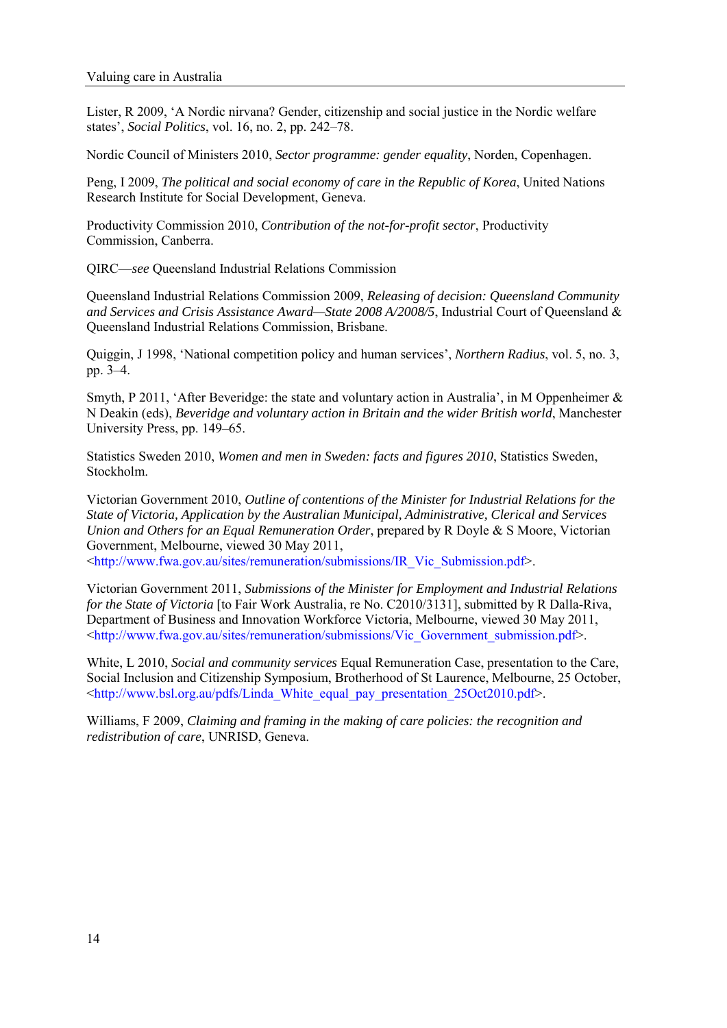Lister, R 2009, 'A Nordic nirvana? Gender, citizenship and social justice in the Nordic welfare states', *Social Politics*, vol. 16, no. 2, pp. 242–78.

Nordic Council of Ministers 2010, *Sector programme: gender equality*, Norden, Copenhagen.

Peng, I 2009, *The political and social economy of care in the Republic of Korea*, United Nations Research Institute for Social Development, Geneva.

Productivity Commission 2010, *Contribution of the not-for-profit sector*, Productivity Commission, Canberra.

QIRC—*see* Queensland Industrial Relations Commission

Queensland Industrial Relations Commission 2009, *Releasing of decision: Queensland Community and Services and Crisis Assistance Award—State 2008 A/2008/5*, Industrial Court of Queensland & Queensland Industrial Relations Commission, Brisbane.

Quiggin, J 1998, 'National competition policy and human services', *Northern Radius*, vol. 5, no. 3, pp. 3–4.

Smyth, P 2011, 'After Beveridge: the state and voluntary action in Australia', in M Oppenheimer & N Deakin (eds), *Beveridge and voluntary action in Britain and the wider British world*, Manchester University Press, pp. 149–65.

Statistics Sweden 2010, *Women and men in Sweden: facts and figures 2010*, Statistics Sweden, Stockholm.

Victorian Government 2010, *Outline of contentions of the Minister for Industrial Relations for the State of Victoria, Application by the Australian Municipal, Administrative, Clerical and Services Union and Others for an Equal Remuneration Order*, prepared by R Doyle & S Moore, Victorian Government, Melbourne, viewed 30 May 2011, <http://www.fwa.gov.au/sites/remuneration/submissions/IR_Vic_Submission.pdf>.

Victorian Government 2011, *Submissions of the Minister for Employment and Industrial Relations for the State of Victoria* [to Fair Work Australia, re No. C2010/3131], submitted by R Dalla-Riva, Department of Business and Innovation Workforce Victoria, Melbourne, viewed 30 May 2011, <http://www.fwa.gov.au/sites/remuneration/submissions/Vic_Government_submission.pdf>.

White, L 2010, *Social and community services* Equal Remuneration Case, presentation to the Care, Social Inclusion and Citizenship Symposium, Brotherhood of St Laurence, Melbourne, 25 October, <http://www.bsl.org.au/pdfs/Linda_White_equal_pay_presentation_25Oct2010.pdf>.

Williams, F 2009, *Claiming and framing in the making of care policies: the recognition and redistribution of care*, UNRISD, Geneva.